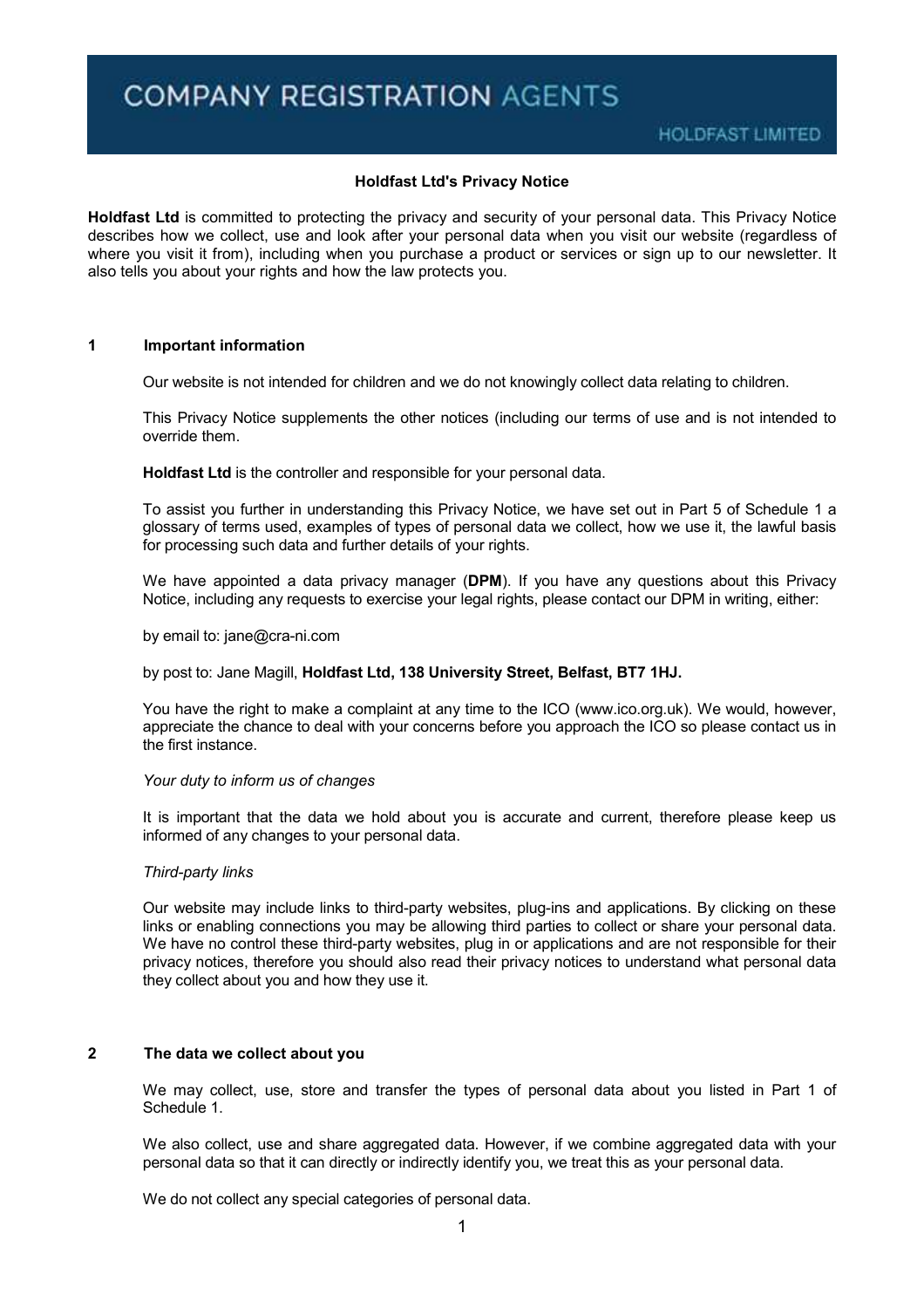COMPANY REGISTRATION AGENTS

HOLDFAST LIMITED

# Holdfast Ltd's Privacy Notice

**Holdfast Ltd** is committed to protecting the privacy and security of your personal data. This Privacy Notice describes how we collect, use and look after your personal data when you visit our website (regardless of where you visit it from), including when you purchase a product or services or sign up to our newsletter. It also tells you about your rights and how the law protects you.

## 1 Important information

Our website is not intended for children and we do not knowingly collect data relating to children.

This Privacy Notice supplements the other notices (including our terms of use and is not intended to override them.

**Holdfast Ltd** is the controller and responsible for your personal data.

To assist you further in understanding this Privacy Notice, we have set out in Part 5 of Schedule 1 a glossary of terms used, examples of types of personal data we collect, how we use it, the lawful basis for processing such data and further details of your rights.

We have appointed a data privacy manager (**DPM**). If you have any questions about this Privacy Notice, including any requests to exercise your legal rights, please contact our DPM in writing, either:

by email to: jane@cra-ni.com

by post to: Jane Magill, **Holdfast Ltd, 138 University Street, Belfast, BT7 1HJ.**

You have the right to make a complaint at any time to the ICO (www.ico.org.uk). We would, however, appreciate the chance to deal with your concerns before you approach the ICO so please contact us in the first instance.

*Your duty to inform us of changes*

It is important that the data we hold about you is accurate and current, therefore please keep us informed of any changes to your personal data.

*Third-party links*

Our website may include links to third-party websites, plug-ins and applications. By clicking on these links or enabling connections you may be allowing third parties to collect or share your personal data. We have no control these third-party websites, plug in or applications and are not responsible for their privacy notices, therefore you should also read their privacy notices to understand what personal data they collect about you and how they use it.

## 2 The data we collect about you

We may collect, use, store and transfer the types of personal data about you listed in Part 1 of Schedule 1.

We also collect, use and share aggregated data. However, if we combine aggregated data with your personal data so that it can directly or indirectly identify you, we treat this as your personal data.

We do not collect any special categories of personal data.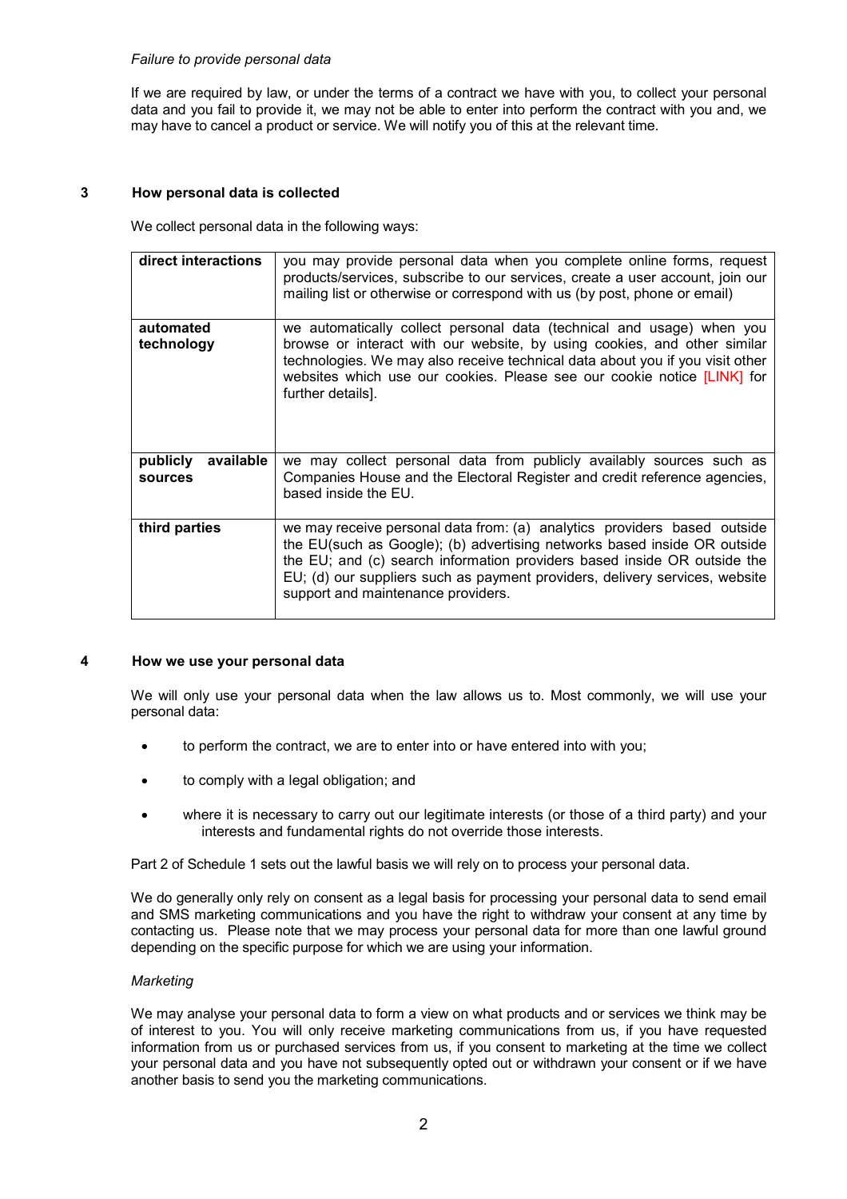*Failure to provide personal data*

If we are required by law, or under the terms of a contract we have with you, to collect your personal data and you fail to provide it, we may not be able to enter into perform the contract with you and, we may have to cancel a product or service. We will notify you of this at the relevant time.

## 3 How personal data is collected

We collect personal data in the following ways:

| | |
|---|---|
| **direct interactions** | you may provide personal data when you complete online forms, request products/services, subscribe to our services, create a user account, join our mailing list or otherwise or correspond with us (by post, phone or email) |
| **automated technology** | we automatically collect personal data (technical and usage) when you browse or interact with our website, by using cookies, and other similar technologies. We may also receive technical data about you if you visit other websites which use our cookies. Please see our cookie notice [LINK] for further details]. |
| **publicly available sources** | we may collect personal data from publicly availably sources such as Companies House and the Electoral Register and credit reference agencies, based inside the EU. |
| **third parties** | we may receive personal data from: (a) analytics providers based outside the EU(such as Google); (b) advertising networks based inside OR outside the EU; and (c) search information providers based inside OR outside the EU; (d) our suppliers such as payment providers, delivery services, website support and maintenance providers. |

## 4 How we use your personal data

We will only use your personal data when the law allows us to. Most commonly, we will use your personal data:

- to perform the contract, we are to enter into or have entered into with you;
- to comply with a legal obligation; and
- where it is necessary to carry out our legitimate interests (or those of a third party) and your interests and fundamental rights do not override those interests.

Part 2 of Schedule 1 sets out the lawful basis we will rely on to process your personal data.

We do generally only rely on consent as a legal basis for processing your personal data to send email and SMS marketing communications and you have the right to withdraw your consent at any time by contacting us. Please note that we may process your personal data for more than one lawful ground depending on the specific purpose for which we are using your information.

*Marketing*

We may analyse your personal data to form a view on what products and or services we think may be of interest to you. You will only receive marketing communications from us, if you have requested information from us or purchased services from us, if you consent to marketing at the time we collect your personal data and you have not subsequently opted out or withdrawn your consent or if we have another basis to send you the marketing communications.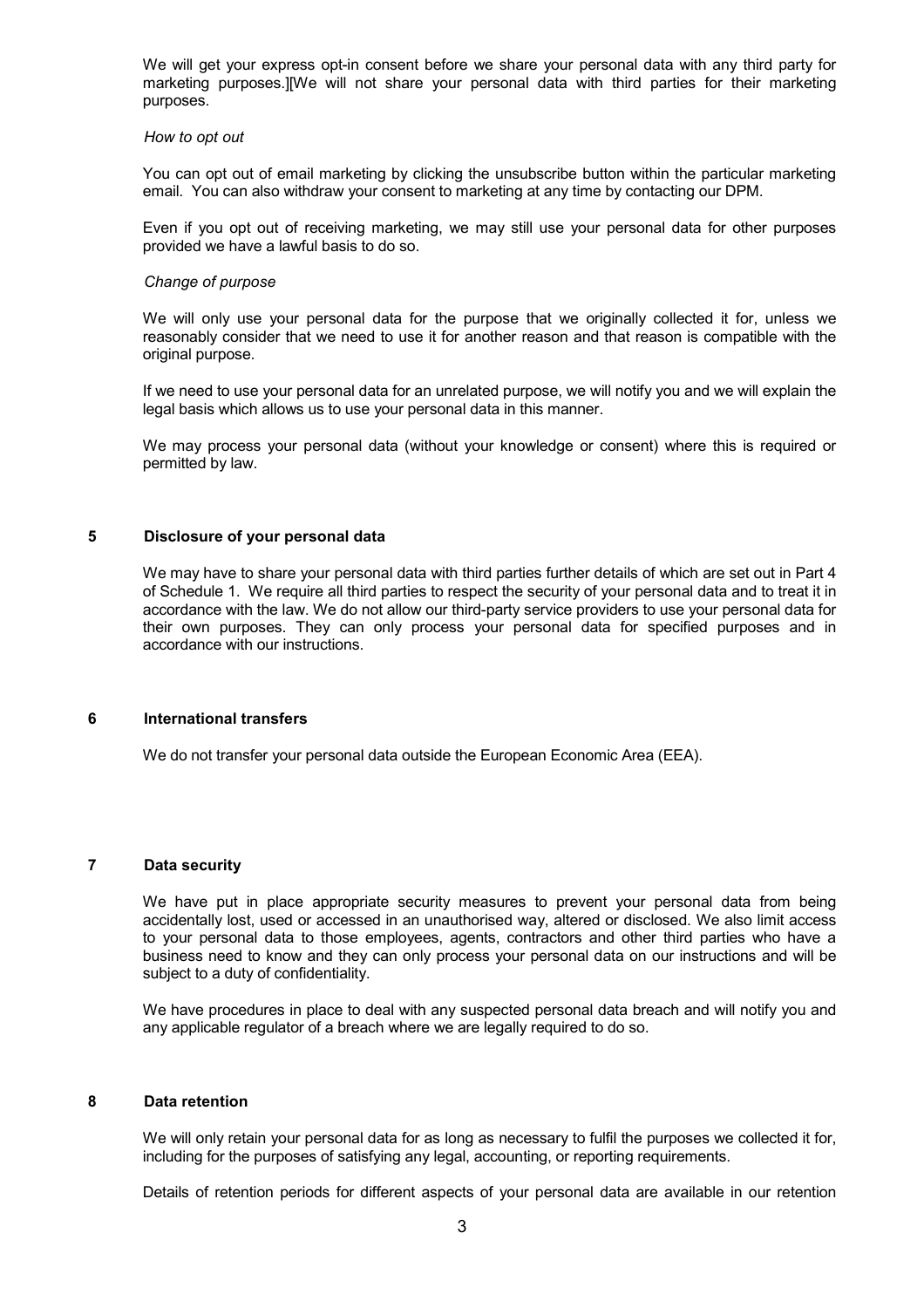We will get your express opt-in consent before we share your personal data with any third party for marketing purposes.][We will not share your personal data with third parties for their marketing purposes.

*How to opt out*

You can opt out of email marketing by clicking the unsubscribe button within the particular marketing email. You can also withdraw your consent to marketing at any time by contacting our DPM.

Even if you opt out of receiving marketing, we may still use your personal data for other purposes provided we have a lawful basis to do so.

*Change of purpose*

We will only use your personal data for the purpose that we originally collected it for, unless we reasonably consider that we need to use it for another reason and that reason is compatible with the original purpose.

If we need to use your personal data for an unrelated purpose, we will notify you and we will explain the legal basis which allows us to use your personal data in this manner.

We may process your personal data (without your knowledge or consent) where this is required or permitted by law.

## 5 Disclosure of your personal data

We may have to share your personal data with third parties further details of which are set out in Part 4 of Schedule 1. We require all third parties to respect the security of your personal data and to treat it in accordance with the law. We do not allow our third-party service providers to use your personal data for their own purposes. They can only process your personal data for specified purposes and in accordance with our instructions.

## 6 International transfers

We do not transfer your personal data outside the European Economic Area (EEA).

## 7 Data security

We have put in place appropriate security measures to prevent your personal data from being accidentally lost, used or accessed in an unauthorised way, altered or disclosed. We also limit access to your personal data to those employees, agents, contractors and other third parties who have a business need to know and they can only process your personal data on our instructions and will be subject to a duty of confidentiality.

We have procedures in place to deal with any suspected personal data breach and will notify you and any applicable regulator of a breach where we are legally required to do so.

## 8 Data retention

We will only retain your personal data for as long as necessary to fulfil the purposes we collected it for, including for the purposes of satisfying any legal, accounting, or reporting requirements.

Details of retention periods for different aspects of your personal data are available in our retention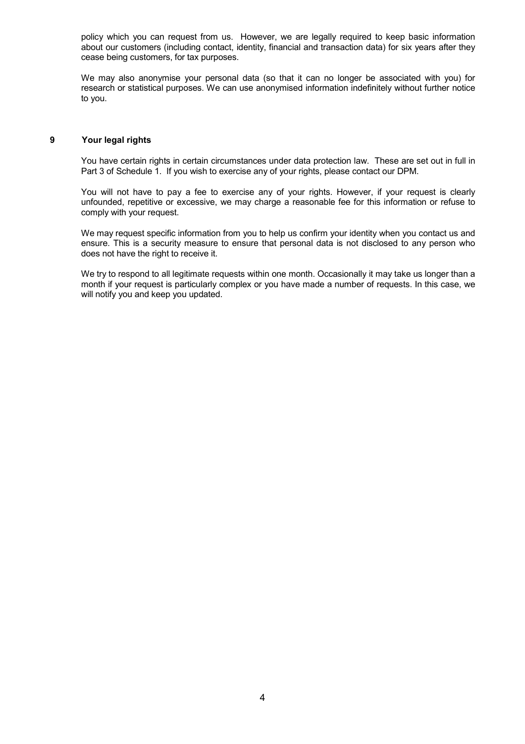policy which you can request from us. However, we are legally required to keep basic information about our customers (including contact, identity, financial and transaction data) for six years after they cease being customers, for tax purposes.

We may also anonymise your personal data (so that it can no longer be associated with you) for research or statistical purposes. We can use anonymised information indefinitely without further notice to you.

## 9 Your legal rights

You have certain rights in certain circumstances under data protection law. These are set out in full in Part 3 of Schedule 1. If you wish to exercise any of your rights, please contact our DPM.

You will not have to pay a fee to exercise any of your rights. However, if your request is clearly unfounded, repetitive or excessive, we may charge a reasonable fee for this information or refuse to comply with your request.

We may request specific information from you to help us confirm your identity when you contact us and ensure. This is a security measure to ensure that personal data is not disclosed to any person who does not have the right to receive it.

We try to respond to all legitimate requests within one month. Occasionally it may take us longer than a month if your request is particularly complex or you have made a number of requests. In this case, we will notify you and keep you updated.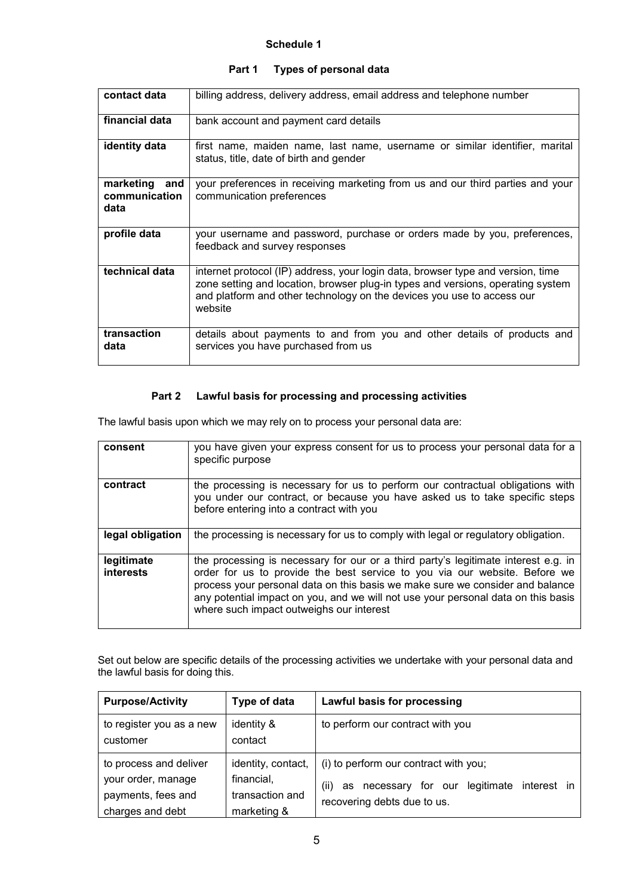## Schedule 1

### Part 1 Types of personal data

| | |
|---|---|
| **contact data** | billing address, delivery address, email address and telephone number |
| **financial data** | bank account and payment card details |
| **identity data** | first name, maiden name, last name, username or similar identifier, marital status, title, date of birth and gender |
| **marketing and communication data** | your preferences in receiving marketing from us and our third parties and your communication preferences |
| **profile data** | your username and password, purchase or orders made by you, preferences, feedback and survey responses |
| **technical data** | internet protocol (IP) address, your login data, browser type and version, time zone setting and location, browser plug-in types and versions, operating system and platform and other technology on the devices you use to access our website |
| **transaction data** | details about payments to and from you and other details of products and services you have purchased from us |

### Part 2 Lawful basis for processing and processing activities

The lawful basis upon which we may rely on to process your personal data are:

| | |
|---|---|
| **consent** | you have given your express consent for us to process your personal data for a specific purpose |
| **contract** | the processing is necessary for us to perform our contractual obligations with you under our contract, or because you have asked us to take specific steps before entering into a contract with you |
| **legal obligation** | the processing is necessary for us to comply with legal or regulatory obligation. |
| **legitimate interests** | the processing is necessary for our or a third party's legitimate interest e.g. in order for us to provide the best service to you via our website. Before we process your personal data on this basis we make sure we consider and balance any potential impact on you, and we will not use your personal data on this basis where such impact outweighs our interest |

Set out below are specific details of the processing activities we undertake with your personal data and the lawful basis for doing this.

| Purpose/Activity | Type of data | Lawful basis for processing |
|---|---|---|
| to register you as a new customer | identity & contact | to perform our contract with you |
| to process and deliver your order, manage payments, fees and charges and debt | identity, contact, financial, transaction and marketing & | (i) to perform our contract with you;<br>(ii) as necessary for our legitimate interest in recovering debts due to us. |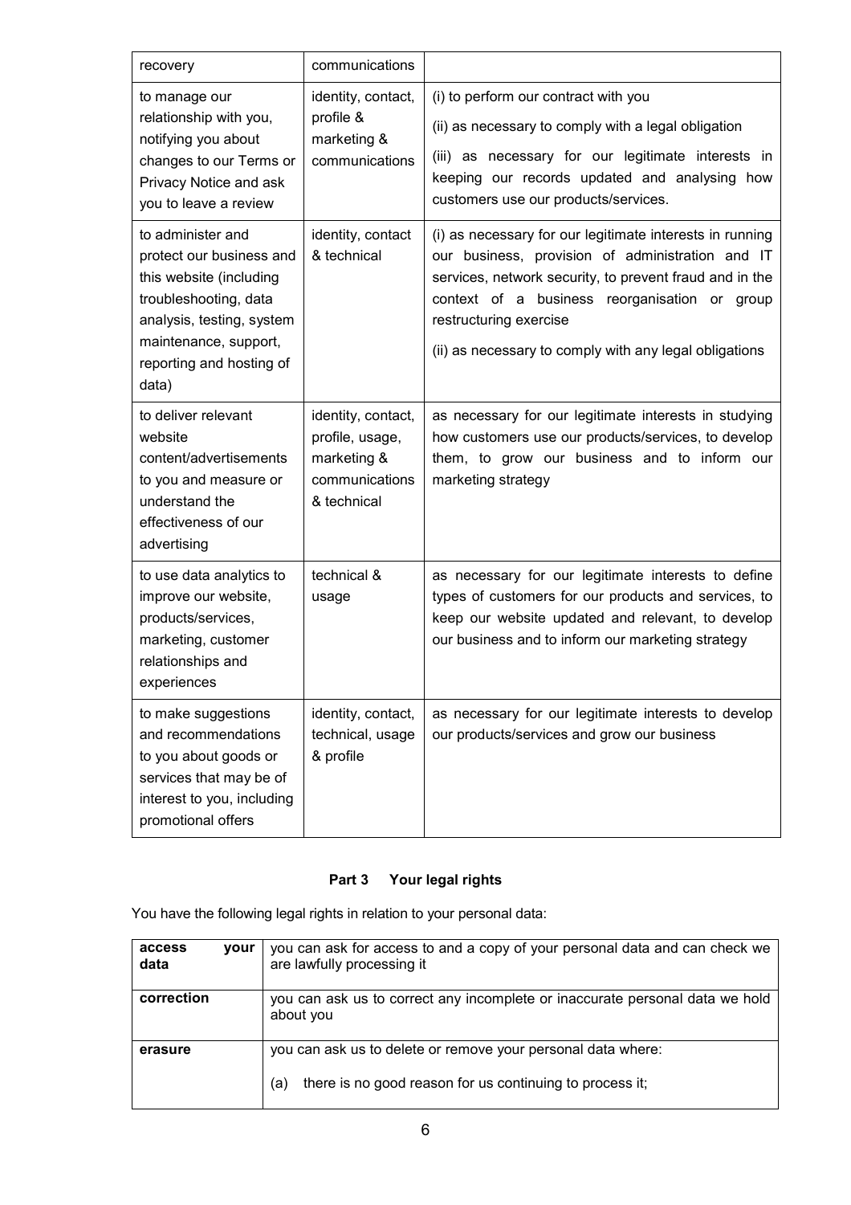| recovery | communications | |
|---|---|---|
| to manage our relationship with you, notifying you about changes to our Terms or Privacy Notice and ask you to leave a review | identity, contact, profile & marketing & communications | (i) to perform our contract with you<br>(ii) as necessary to comply with a legal obligation<br>(iii) as necessary for our legitimate interests in keeping our records updated and analysing how customers use our products/services. |
| to administer and protect our business and this website (including troubleshooting, data analysis, testing, system maintenance, support, reporting and hosting of data) | identity, contact & technical | (i) as necessary for our legitimate interests in running our business, provision of administration and IT services, network security, to prevent fraud and in the context of a business reorganisation or group restructuring exercise<br>(ii) as necessary to comply with any legal obligations |
| to deliver relevant website content/advertisements to you and measure or understand the effectiveness of our advertising | identity, contact, profile, usage, marketing & communications & technical | as necessary for our legitimate interests in studying how customers use our products/services, to develop them, to grow our business and to inform our marketing strategy |
| to use data analytics to improve our website, products/services, marketing, customer relationships and experiences | technical & usage | as necessary for our legitimate interests to define types of customers for our products and services, to keep our website updated and relevant, to develop our business and to inform our marketing strategy |
| to make suggestions and recommendations to you about goods or services that may be of interest to you, including promotional offers | identity, contact, technical, usage & profile | as necessary for our legitimate interests to develop our products/services and grow our business |

## Part 3 Your legal rights

You have the following legal rights in relation to your personal data:

| **access your data** | you can ask for access to and a copy of your personal data and can check we are lawfully processing it |
|---|---|
| **correction** | you can ask us to correct any incomplete or inaccurate personal data we hold about you |
| **erasure** | you can ask us to delete or remove your personal data where:<br>(a) there is no good reason for us continuing to process it; |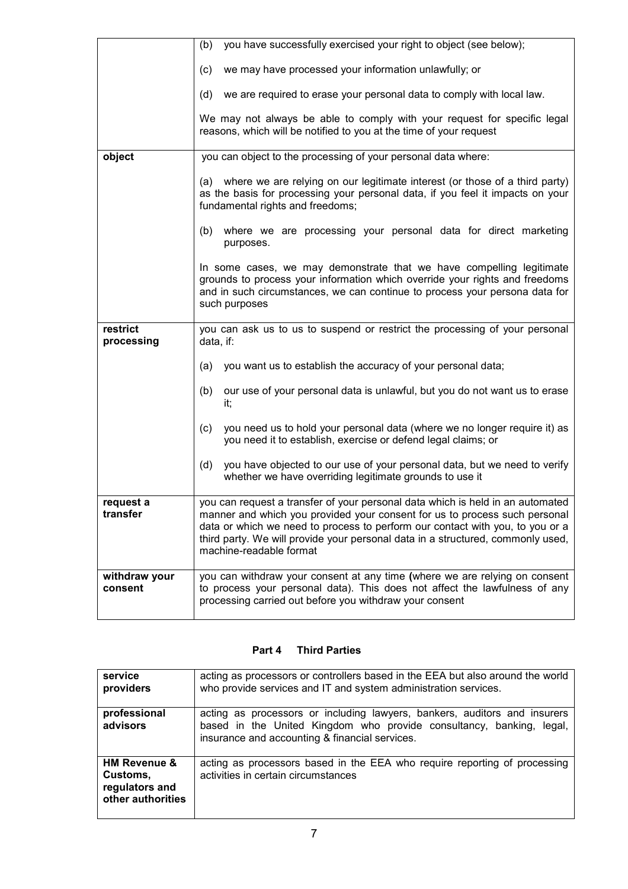| | |
|---|---|
| | (b) you have successfully exercised your right to object (see below);<br><br>(c) we may have processed your information unlawfully; or<br><br>(d) we are required to erase your personal data to comply with local law.<br><br>We may not always be able to comply with your request for specific legal reasons, which will be notified to you at the time of your request |
| **object** | you can object to the processing of your personal data where:<br><br>(a) where we are relying on our legitimate interest (or those of a third party) as the basis for processing your personal data, if you feel it impacts on your fundamental rights and freedoms;<br><br>(b) where we are processing your personal data for direct marketing purposes.<br><br>In some cases, we may demonstrate that we have compelling legitimate grounds to process your information which override your rights and freedoms and in such circumstances, we can continue to process your persona data for such purposes |
| **restrict processing** | you can ask us to us to suspend or restrict the processing of your personal data, if:<br><br>(a) you want us to establish the accuracy of your personal data;<br><br>(b) our use of your personal data is unlawful, but you do not want us to erase it;<br><br>(c) you need us to hold your personal data (where we no longer require it) as you need it to establish, exercise or defend legal claims; or<br><br>(d) you have objected to our use of your personal data, but we need to verify whether we have overriding legitimate grounds to use it |
| **request a transfer** | you can request a transfer of your personal data which is held in an automated manner and which you provided your consent for us to process such personal data or which we need to process to perform our contact with you, to you or a third party. We will provide your personal data in a structured, commonly used, machine-readable format |
| **withdraw your consent** | you can withdraw your consent at any time **(**where we are relying on consent to process your personal data). This does not affect the lawfulness of any processing carried out before you withdraw your consent |

## Part 4 Third Parties

| | |
|---|---|
| **service providers** | acting as processors or controllers based in the EEA but also around the world who provide services and IT and system administration services. |
| **professional advisors** | acting as processors or including lawyers, bankers, auditors and insurers based in the United Kingdom who provide consultancy, banking, legal, insurance and accounting & financial services. |
| **HM Revenue & Customs, regulators and other authorities** | acting as processors based in the EEA who require reporting of processing activities in certain circumstances |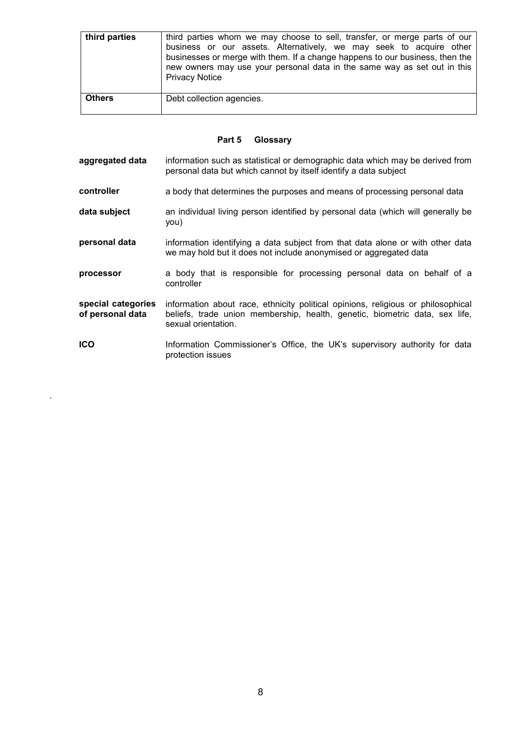| | |
|---|---|
| **third parties** | third parties whom we may choose to sell, transfer, or merge parts of our business or our assets. Alternatively, we may seek to acquire other businesses or merge with them. If a change happens to our business, then the new owners may use your personal data in the same way as set out in this Privacy Notice |
| **Others** | Debt collection agencies. |

## Part 5 Glossary

| | |
|---|---|
| **aggregated data** | information such as statistical or demographic data which may be derived from personal data but which cannot by itself identify a data subject |
| **controller** | a body that determines the purposes and means of processing personal data |
| **data subject** | an individual living person identified by personal data (which will generally be you) |
| **personal data** | information identifying a data subject from that data alone or with other data we may hold but it does not include anonymised or aggregated data |
| **processor** | a body that is responsible for processing personal data on behalf of a controller |
| **special categories of personal data** | information about race, ethnicity political opinions, religious or philosophical beliefs, trade union membership, health, genetic, biometric data, sex life, sexual orientation. |
| **ICO** | Information Commissioner's Office, the UK's supervisory authority for data protection issues |

.